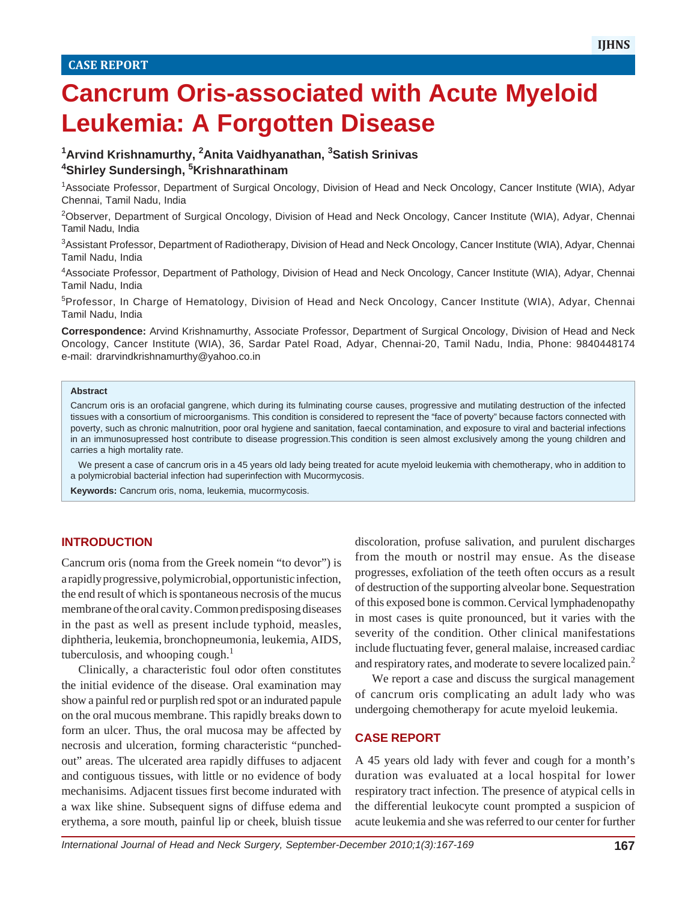**CASE REPORT**

# Cancrum Oris-associated with Acute Myeloid Leukemia: A Forgotten Disease

**[1]Arvind Krishnamurthy, [2]Anita Vaidhyanathan, [3]Satish Srinivas**
**[4]Shirley Sundersingh, [5]Krishnarathinam**

[1]Associate Professor, Department of Surgical Oncology, Division of Head and Neck Oncology, Cancer Institute (WIA), Adyar Chennai, Tamil Nadu, India

[2]Observer, Department of Surgical Oncology, Division of Head and Neck Oncology, Cancer Institute (WIA), Adyar, Chennai Tamil Nadu, India

[3]Assistant Professor, Department of Radiotherapy, Division of Head and Neck Oncology, Cancer Institute (WIA), Adyar, Chennai Tamil Nadu, India

[4]Associate Professor, Department of Pathology, Division of Head and Neck Oncology, Cancer Institute (WIA), Adyar, Chennai Tamil Nadu, India

[5]Professor, In Charge of Hematology, Division of Head and Neck Oncology, Cancer Institute (WIA), Adyar, Chennai Tamil Nadu, India

**Correspondence:** Arvind Krishnamurthy, Associate Professor, Department of Surgical Oncology, Division of Head and Neck Oncology, Cancer Institute (WIA), 36, Sardar Patel Road, Adyar, Chennai-20, Tamil Nadu, India, Phone: 9840448174 e-mail: drarvindkrishnamurthy@yahoo.co.in

**Abstract**

Cancrum oris is an orofacial gangrene, which during its fulminating course causes, progressive and mutilating destruction of the infected tissues with a consortium of microorganisms. This condition is considered to represent the "face of poverty" because factors connected with poverty, such as chronic malnutrition, poor oral hygiene and sanitation, faecal contamination, and exposure to viral and bacterial infections in an immunosupressed host contribute to disease progression.This condition is seen almost exclusively among the young children and carries a high mortality rate.

We present a case of cancrum oris in a 45 years old lady being treated for acute myeloid leukemia with chemotherapy, who in addition to a polymicrobial bacterial infection had superinfection with Mucormycosis.

**Keywords:** Cancrum oris, noma, leukemia, mucormycosis.

## INTRODUCTION

Cancrum oris (noma from the Greek nomein "to devor") is a rapidly progressive, polymicrobial, opportunistic infection, the end result of which is spontaneous necrosis of the mucus membrane of the oral cavity. Common predisposing diseases in the past as well as present include typhoid, measles, diphtheria, leukemia, bronchopneumonia, leukemia, AIDS, tuberculosis, and whooping cough.[1]

Clinically, a characteristic foul odor often constitutes the initial evidence of the disease. Oral examination may show a painful red or purplish red spot or an indurated papule on the oral mucous membrane. This rapidly breaks down to form an ulcer. Thus, the oral mucosa may be affected by necrosis and ulceration, forming characteristic "punched-out" areas. The ulcerated area rapidly diffuses to adjacent and contiguous tissues, with little or no evidence of body mechanisims. Adjacent tissues first become indurated with a wax like shine. Subsequent signs of diffuse edema and erythema, a sore mouth, painful lip or cheek, bluish tissue discoloration, profuse salivation, and purulent discharges from the mouth or nostril may ensue. As the disease progresses, exfoliation of the teeth often occurs as a result of destruction of the supporting alveolar bone. Sequestration of this exposed bone is common. Cervical lymphadenopathy in most cases is quite pronounced, but it varies with the severity of the condition. Other clinical manifestations include fluctuating fever, general malaise, increased cardiac and respiratory rates, and moderate to severe localized pain.[2]

We report a case and discuss the surgical management of cancrum oris complicating an adult lady who was undergoing chemotherapy for acute myeloid leukemia.

## CASE REPORT

A 45 years old lady with fever and cough for a month's duration was evaluated at a local hospital for lower respiratory tract infection. The presence of atypical cells in the differential leukocyte count prompted a suspicion of acute leukemia and she was referred to our center for further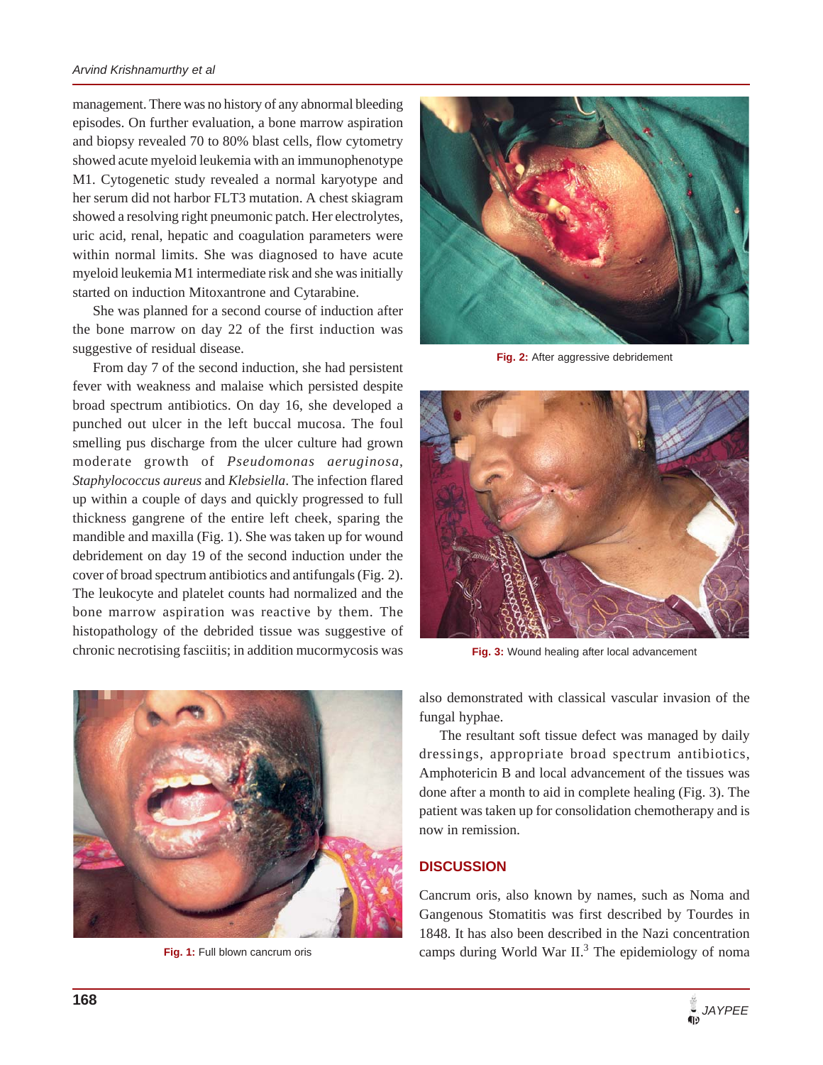management. There was no history of any abnormal bleeding episodes. On further evaluation, a bone marrow aspiration and biopsy revealed 70 to 80% blast cells, flow cytometry showed acute myeloid leukemia with an immunophenotype M1. Cytogenetic study revealed a normal karyotype and her serum did not harbor FLT3 mutation. A chest skiagram showed a resolving right pneumonic patch. Her electrolytes, uric acid, renal, hepatic and coagulation parameters were within normal limits. She was diagnosed to have acute myeloid leukemia M1 intermediate risk and she was initially started on induction Mitoxantrone and Cytarabine.

She was planned for a second course of induction after the bone marrow on day 22 of the first induction was suggestive of residual disease.

From day 7 of the second induction, she had persistent fever with weakness and malaise which persisted despite broad spectrum antibiotics. On day 16, she developed a punched out ulcer in the left buccal mucosa. The foul smelling pus discharge from the ulcer culture had grown moderate growth of *Pseudomonas aeruginosa*, *Staphylococcus aureus* and *Klebsiella*. The infection flared up within a couple of days and quickly progressed to full thickness gangrene of the entire left cheek, sparing the mandible and maxilla (Fig. 1). She was taken up for wound debridement on day 19 of the second induction under the cover of broad spectrum antibiotics and antifungals (Fig. 2). The leukocyte and platelet counts had normalized and the bone marrow aspiration was reactive by them. The histopathology of the debrided tissue was suggestive of chronic necrotising fasciitis; in addition mucormycosis was also demonstrated with classical vascular invasion of the fungal hyphae.

The resultant soft tissue defect was managed by daily dressings, appropriate broad spectrum antibiotics, Amphotericin B and local advancement of the tissues was done after a month to aid in complete healing (Fig. 3). The patient was taken up for consolidation chemotherapy and is now in remission.

**Fig. 1:** Full blown cancrum oris

**Fig. 2:** After aggressive debridement

**Fig. 3:** Wound healing after local advancement

## DISCUSSION

Cancrum oris, also known by names, such as Noma and Gangenous Stomatitis was first described by Tourdes in 1848. It has also been described in the Nazi concentration camps during World War II.[3] The epidemiology of noma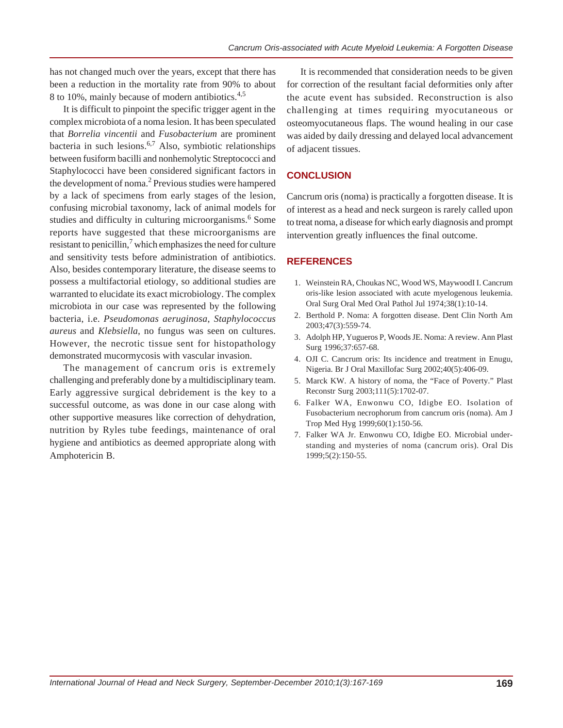has not changed much over the years, except that there has been a reduction in the mortality rate from 90% to about 8 to 10%, mainly because of modern antibiotics.[4,5]

It is difficult to pinpoint the specific trigger agent in the complex microbiota of a noma lesion. It has been speculated that *Borrelia vincentii* and *Fusobacterium* are prominent bacteria in such lesions.[6,7] Also, symbiotic relationships between fusiform bacilli and nonhemolytic Streptococci and Staphylococci have been considered significant factors in the development of noma.[2] Previous studies were hampered by a lack of specimens from early stages of the lesion, confusing microbial taxonomy, lack of animal models for studies and difficulty in culturing microorganisms.[6] Some reports have suggested that these microorganisms are resistant to penicillin,[7] which emphasizes the need for culture and sensitivity tests before administration of antibiotics. Also, besides contemporary literature, the disease seems to possess a multifactorial etiology, so additional studies are warranted to elucidate its exact microbiology. The complex microbiota in our case was represented by the following bacteria, i.e. *Pseudomonas aeruginosa*, *Staphylococcus aureus* and *Klebsiella*, no fungus was seen on cultures. However, the necrotic tissue sent for histopathology demonstrated mucormycosis with vascular invasion.

The management of cancrum oris is extremely challenging and preferably done by a multidisciplinary team. Early aggressive surgical debridement is the key to a successful outcome, as was done in our case along with other supportive measures like correction of dehydration, nutrition by Ryles tube feedings, maintenance of oral hygiene and antibiotics as deemed appropriate along with Amphotericin B.

It is recommended that consideration needs to be given for correction of the resultant facial deformities only after the acute event has subsided. Reconstruction is also challenging at times requiring myocutaneous or osteomyocutaneous flaps. The wound healing in our case was aided by daily dressing and delayed local advancement of adjacent tissues.

## CONCLUSION

Cancrum oris (noma) is practically a forgotten disease. It is of interest as a head and neck surgeon is rarely called upon to treat noma, a disease for which early diagnosis and prompt intervention greatly influences the final outcome.

## REFERENCES

1. Weinstein RA, Choukas NC, Wood WS, MaywoodI I. Cancrum oris-like lesion associated with acute myelogenous leukemia. Oral Surg Oral Med Oral Pathol Jul 1974;38(1):10-14.
2. Berthold P. Noma: A forgotten disease. Dent Clin North Am 2003;47(3):559-74.
3. Adolph HP, Yugueros P, Woods JE. Noma: A review. Ann Plast Surg 1996;37:657-68.
4. OJI C. Cancrum oris: Its incidence and treatment in Enugu, Nigeria. Br J Oral Maxillofac Surg 2002;40(5):406-09.
5. Marck KW. A history of noma, the "Face of Poverty." Plast Reconstr Surg 2003;111(5):1702-07.
6. Falker WA, Enwonwu CO, Idigbe EO. Isolation of Fusobacterium necrophorum from cancrum oris (noma). Am J Trop Med Hyg 1999;60(1):150-56.
7. Falker WA Jr. Enwonwu CO, Idigbe EO. Microbial understanding and mysteries of noma (cancrum oris). Oral Dis 1999;5(2):150-55.